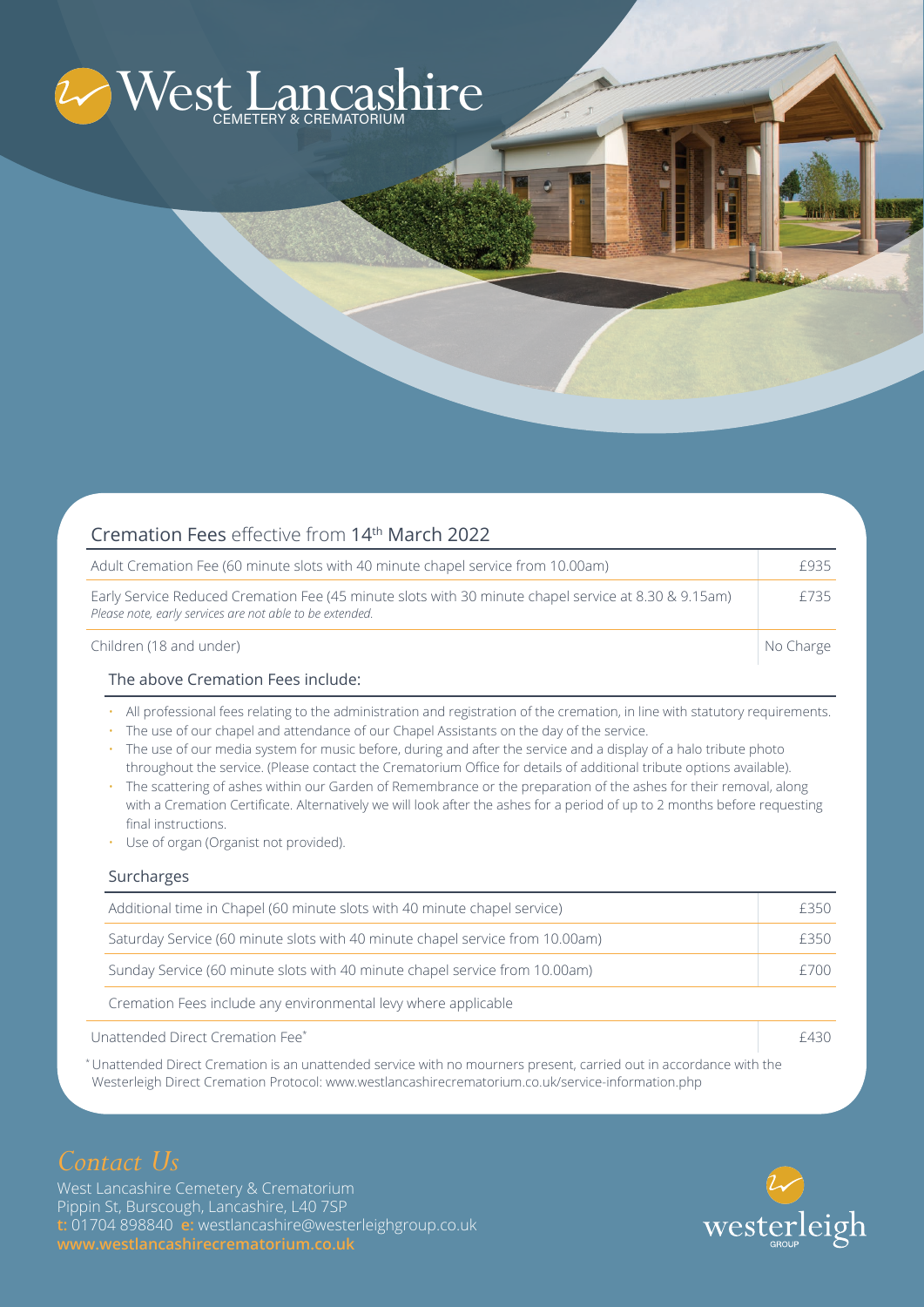# West Lancashire

CEMETERY & CREMATORIUM

## Cremation Fees effective from 14th March 2022

| Adult Cremation Fee (60 minute slots with 40 minute chapel service from 10.00am) | £935 |
|---|---|
| Early Service Reduced Cremation Fee (45 minute slots with 30 minute chapel service at 8.30 & 9.15am) *Please note, early services are not able to be extended.* | £735 |
| Children (18 and under) | No Charge |

### The above Cremation Fees include:

- All professional fees relating to the administration and registration of the cremation, in line with statutory requirements.
- The use of our chapel and attendance of our Chapel Assistants on the day of the service.
- The use of our media system for music before, during and after the service and a display of a halo tribute photo throughout the service. (Please contact the Crematorium Office for details of additional tribute options available).
- The scattering of ashes within our Garden of Remembrance or the preparation of the ashes for their removal, along with a Cremation Certificate. Alternatively we will look after the ashes for a period of up to 2 months before requesting final instructions.
- Use of organ (Organist not provided).

### Surcharges

| Additional time in Chapel (60 minute slots with 40 minute chapel service) | £350 |
|---|---|
| Saturday Service (60 minute slots with 40 minute chapel service from 10.00am) | £350 |
| Sunday Service (60 minute slots with 40 minute chapel service from 10.00am) | £700 |

Cremation Fees include any environmental levy where applicable

| Unattended Direct Cremation Fee* | £430 |
|---|---|

*Unattended Direct Cremation is an unattended service with no mourners present, carried out in accordance with the Westerleigh Direct Cremation Protocol: www.westlancashirecrematorium.co.uk/service-information.php

## *Contact Us*

West Lancashire Cemetery & Crematorium
Pippin St, Burscough, Lancashire, L40 7SP
**t:** 01704 898840 **e:** westlancashire@westerleighgroup.co.uk
**www.westlancashirecrematorium.co.uk**

westerleigh GROUP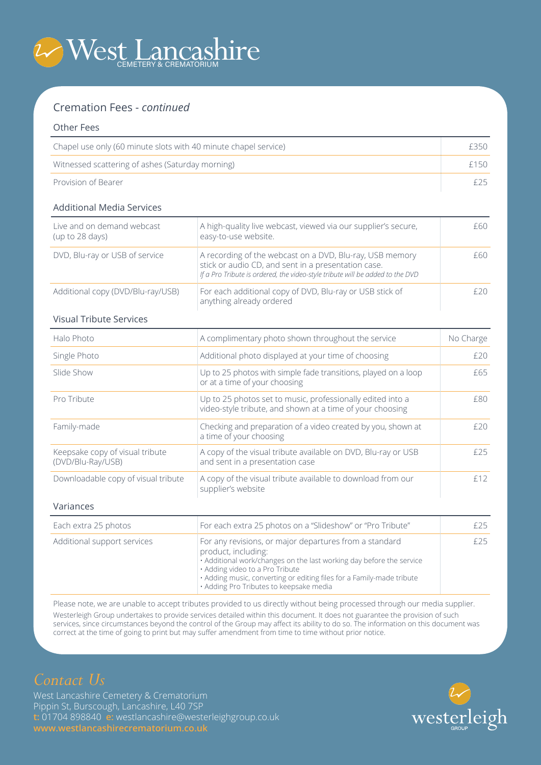# West Lancashire
CEMETERY & CREMATORIUM

## Cremation Fees - *continued*

### Other Fees

| | |
|---|---|
| Chapel use only (60 minute slots with 40 minute chapel service) | £350 |
| Witnessed scattering of ashes (Saturday morning) | £150 |
| Provision of Bearer | £25 |

### Additional Media Services

| | | |
|---|---|---|
| Live and on demand webcast (up to 28 days) | A high-quality live webcast, viewed via our supplier's secure, easy-to-use website. | £60 |
| DVD, Blu-ray or USB of service | A recording of the webcast on a DVD, Blu-ray, USB memory stick or audio CD, and sent in a presentation case. *If a Pro Tribute is ordered, the video-style tribute will be added to the DVD* | £60 |
| Additional copy (DVD/Blu-ray/USB) | For each additional copy of DVD, Blu-ray or USB stick of anything already ordered | £20 |

### Visual Tribute Services

| | | |
|---|---|---|
| Halo Photo | A complimentary photo shown throughout the service | No Charge |
| Single Photo | Additional photo displayed at your time of choosing | £20 |
| Slide Show | Up to 25 photos with simple fade transitions, played on a loop or at a time of your choosing | £65 |
| Pro Tribute | Up to 25 photos set to music, professionally edited into a video-style tribute, and shown at a time of your choosing | £80 |
| Family-made | Checking and preparation of a video created by you, shown at a time of your choosing | £20 |
| Keepsake copy of visual tribute (DVD/Blu-Ray/USB) | A copy of the visual tribute available on DVD, Blu-ray or USB and sent in a presentation case | £25 |
| Downloadable copy of visual tribute | A copy of the visual tribute available to download from our supplier's website | £12 |

### Variances

| | | |
|---|---|---|
| Each extra 25 photos | For each extra 25 photos on a "Slideshow" or "Pro Tribute" | £25 |
| Additional support services | For any revisions, or major departures from a standard product, including: • Additional work/changes on the last working day before the service • Adding video to a Pro Tribute • Adding music, converting or editing files for a Family-made tribute • Adding Pro Tributes to keepsake media | £25 |

Please note, we are unable to accept tributes provided to us directly without being processed through our media supplier.

Westerleigh Group undertakes to provide services detailed within this document. It does not guarantee the provision of such services, since circumstances beyond the control of the Group may affect its ability to do so. The information on this document was correct at the time of going to print but may suffer amendment from time to time without prior notice.

## Contact Us

West Lancashire Cemetery & Crematorium
Pippin St, Burscough, Lancashire, L40 7SP
**t:** 01704 898840 **e:** westlancashire@westerleighgroup.co.uk
**www.westlancashirecrematorium.co.uk**

westerleigh GROUP